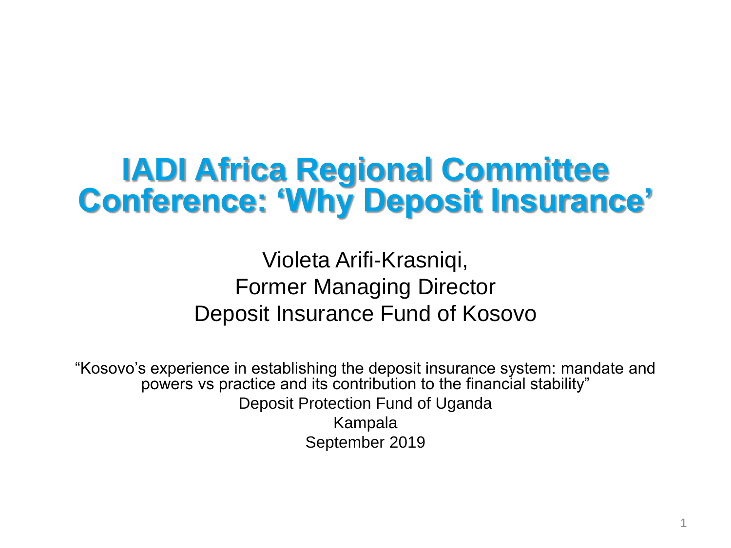# IADI Africa Regional Committee Conference: 'Why Deposit Insurance'

Violeta Arifi-Krasniqi,
Former Managing Director
Deposit Insurance Fund of Kosovo

"Kosovo's experience in establishing the deposit insurance system: mandate and powers vs practice and its contribution to the financial stability"

Deposit Protection Fund of Uganda

Kampala

September 2019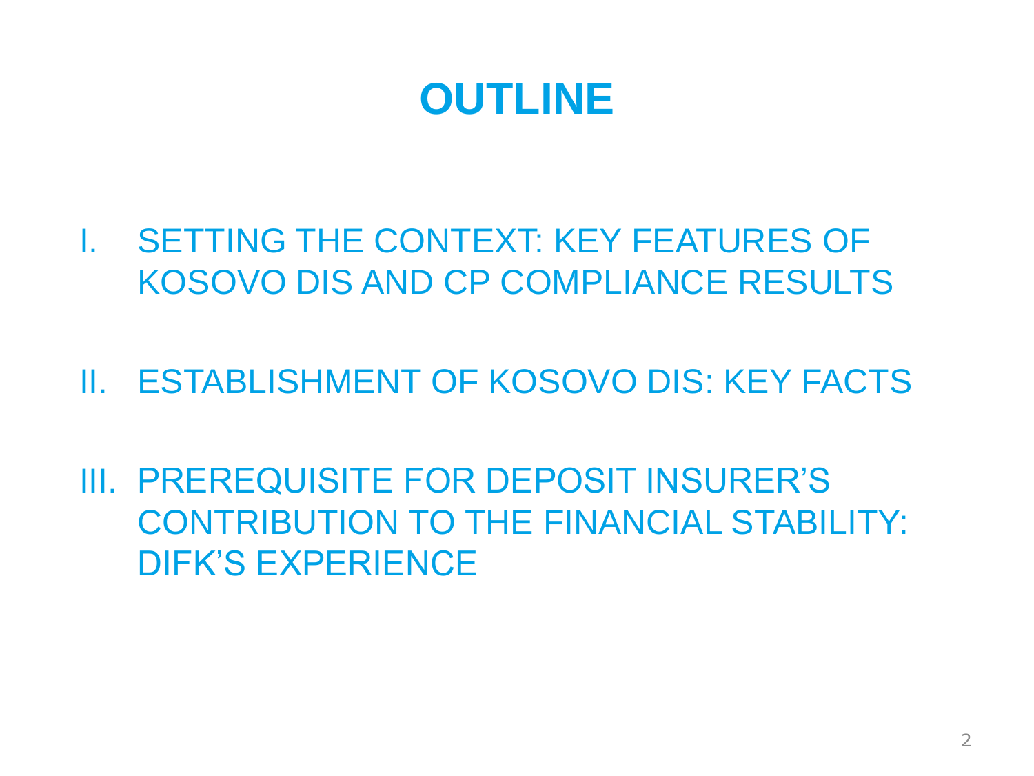# OUTLINE

I. SETTING THE CONTEXT: KEY FEATURES OF KOSOVO DIS AND CP COMPLIANCE RESULTS

II. ESTABLISHMENT OF KOSOVO DIS: KEY FACTS

III. PREREQUISITE FOR DEPOSIT INSURER’S CONTRIBUTION TO THE FINANCIAL STABILITY: DIFK’S EXPERIENCE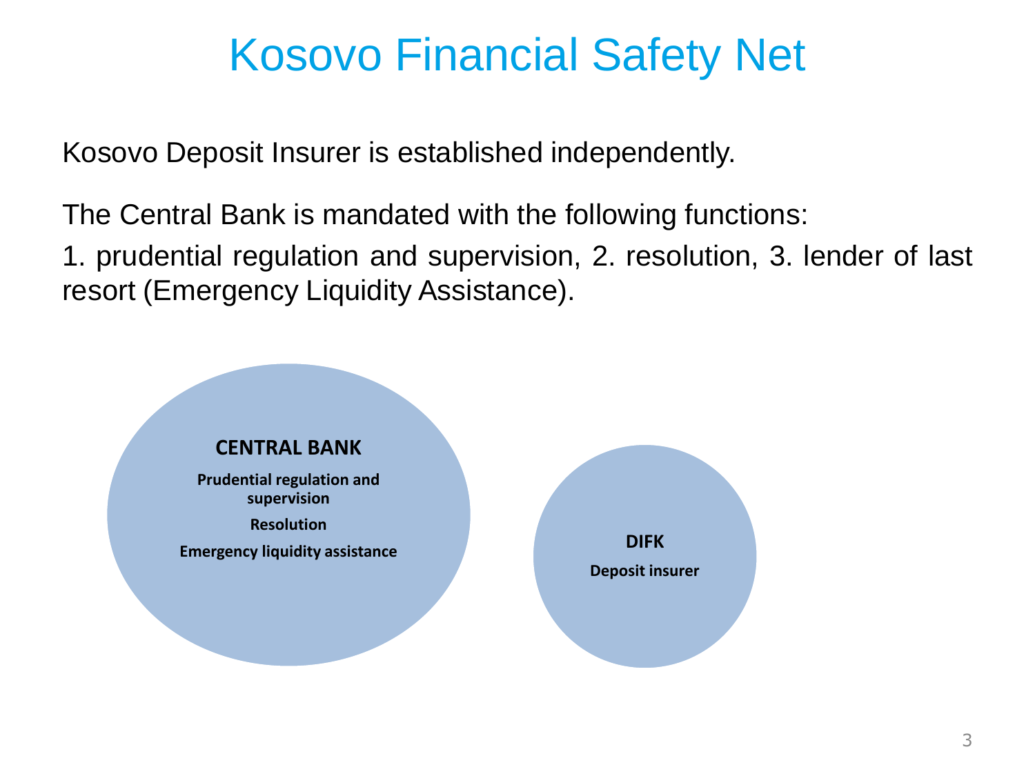# Kosovo Financial Safety Net

Kosovo Deposit Insurer is established independently.

The Central Bank is mandated with the following functions:

1. prudential regulation and supervision, 2. resolution, 3. lender of last resort (Emergency Liquidity Assistance).

**CENTRAL BANK**

**Prudential regulation and supervision**

**Resolution**

**Emergency liquidity assistance**

**DIFK**

**Deposit insurer**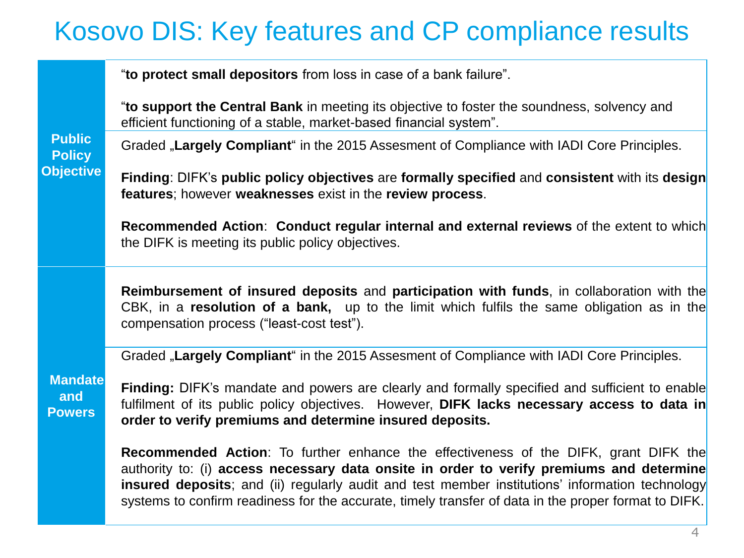# Kosovo DIS: Key features and CP compliance results

| | |
|---|---|
| **Public Policy Objective** | "**to protect small depositors** from loss in case of a bank failure".<br><br>"**to support the Central Bank** in meeting its objective to foster the soundness, solvency and efficient functioning of a stable, market-based financial system". |
| | Graded „**Largely Compliant**" in the 2015 Assesment of Compliance with IADI Core Principles.<br><br>**Finding**: DIFK's **public policy objectives** are **formally specified** and **consistent** with its **design features**; however **weaknesses** exist in the **review process**.<br><br>**Recommended Action**: **Conduct regular internal and external reviews** of the extent to which the DIFK is meeting its public policy objectives. |
| **Mandate and Powers** | **Reimbursement of insured deposits** and **participation with funds**, in collaboration with the CBK, in a **resolution of a bank,** up to the limit which fulfils the same obligation as in the compensation process ("least-cost test"). |
| | Graded „**Largely Compliant**" in the 2015 Assesment of Compliance with IADI Core Principles.<br><br>**Finding:** DIFK's mandate and powers are clearly and formally specified and sufficient to enable fulfilment of its public policy objectives. However, **DIFK lacks necessary access to data in order to verify premiums and determine insured deposits.**<br><br>**Recommended Action**: To further enhance the effectiveness of the DIFK, grant DIFK the authority to: (i) **access necessary data onsite in order to verify premiums and determine insured deposits**; and (ii) regularly audit and test member institutions' information technology systems to confirm readiness for the accurate, timely transfer of data in the proper format to DIFK. |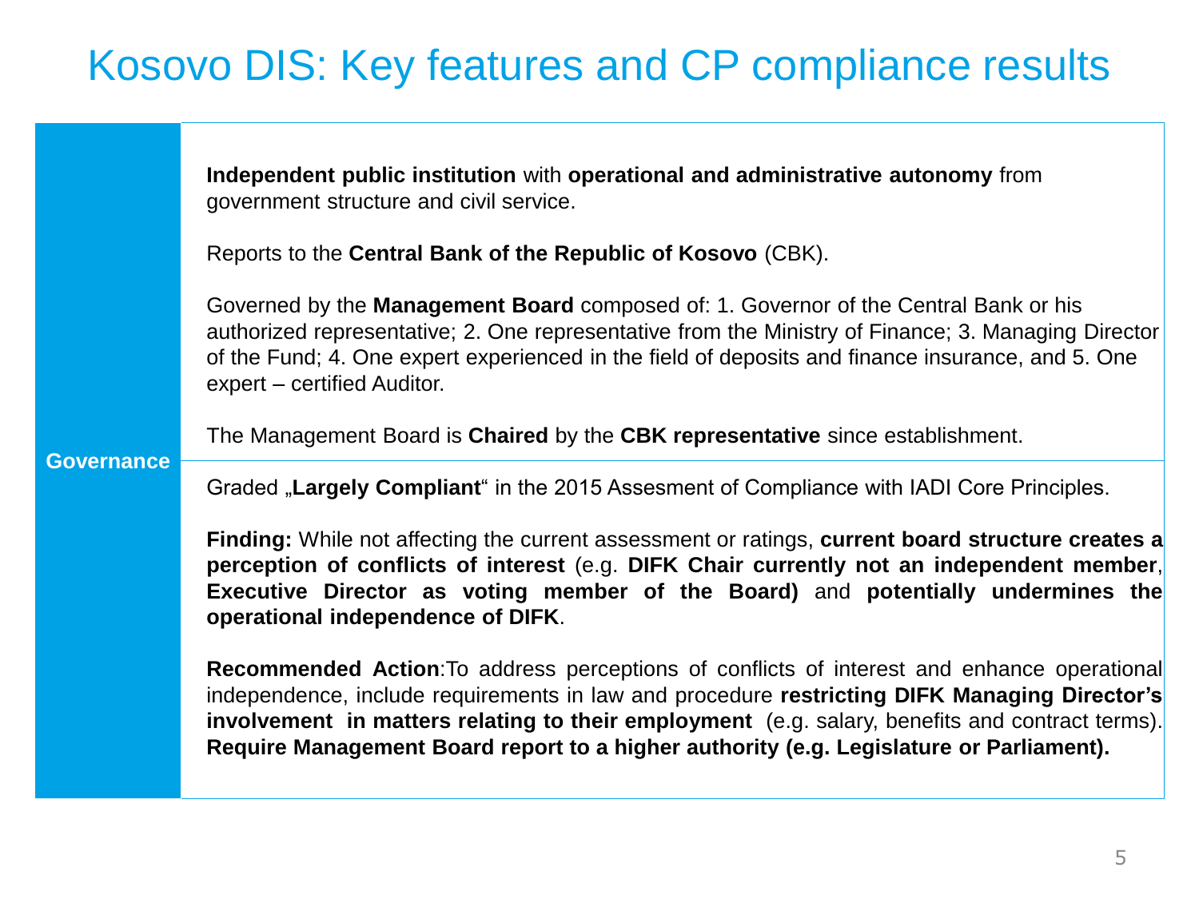# Kosovo DIS: Key features and CP compliance results

| | |
|---|---|
| **Governance** | **Independent public institution** with **operational and administrative autonomy** from government structure and civil service.<br><br>Reports to the **Central Bank of the Republic of Kosovo** (CBK).<br><br>Governed by the **Management Board** composed of: 1. Governor of the Central Bank or his authorized representative; 2. One representative from the Ministry of Finance; 3. Managing Director of the Fund; 4. One expert experienced in the field of deposits and finance insurance, and 5. One expert – certified Auditor.<br><br>The Management Board is **Chaired** by the **CBK representative** since establishment. |
| | Graded „**Largely Compliant**“ in the 2015 Assesment of Compliance with IADI Core Principles.<br><br>**Finding:** While not affecting the current assessment or ratings, **current board structure creates a perception of conflicts of interest** (e.g. **DIFK Chair currently not an independent member**, **Executive Director as voting member of the Board)** and **potentially undermines the operational independence of DIFK**.<br><br>**Recommended Action**:To address perceptions of conflicts of interest and enhance operational independence, include requirements in law and procedure **restricting DIFK Managing Director's involvement in matters relating to their employment** (e.g. salary, benefits and contract terms). **Require Management Board report to a higher authority (e.g. Legislature or Parliament).** |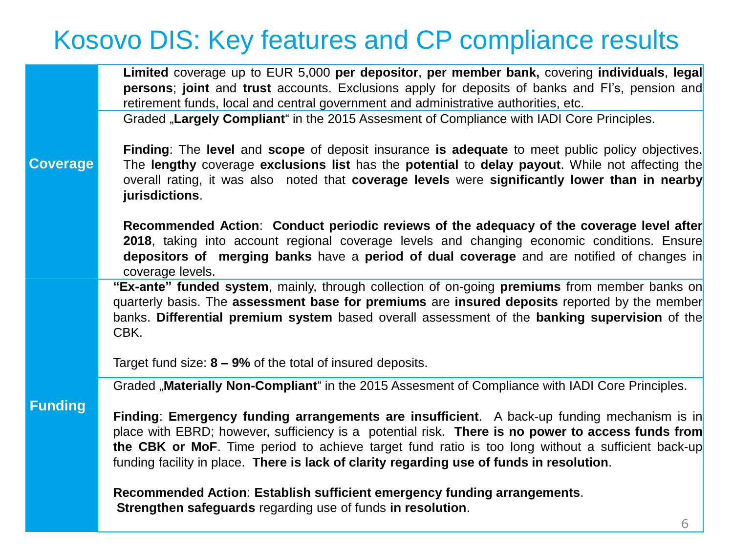# Kosovo DIS: Key features and CP compliance results

<table>
<tr>
<td rowspan="2"><b>Coverage</b></td>
<td><b>Limited</b> coverage up to EUR 5,000 <b>per depositor</b>, <b>per member bank,</b> covering <b>individuals</b>, <b>legal persons</b>; <b>joint</b> and <b>trust</b> accounts. Exclusions apply for deposits of banks and FI's, pension and retirement funds, local and central government and administrative authorities, etc.</td>
</tr>
<tr>
<td>Graded „<b>Largely Compliant</b>“ in the 2015 Assesment of Compliance with IADI Core Principles.<br><br><b>Finding</b>: The <b>level</b> and <b>scope</b> of deposit insurance <b>is adequate</b> to meet public policy objectives. The <b>lengthy</b> coverage <b>exclusions list</b> has the <b>potential</b> to <b>delay payout</b>. While not affecting the overall rating, it was also noted that <b>coverage levels</b> were <b>significantly lower than in nearby jurisdictions</b>.<br><br><b>Recommended Action</b>: <b>Conduct periodic reviews of the adequacy of the coverage level after 2018</b>, taking into account regional coverage levels and changing economic conditions. Ensure <b>depositors of merging banks</b> have a <b>period of dual coverage</b> and are notified of changes in coverage levels.</td>
</tr>
<tr>
<td rowspan="2"><b>Funding</b></td>
<td><b>“Ex-ante” funded system</b>, mainly, through collection of on-going <b>premiums</b> from member banks on quarterly basis. The <b>assessment base for premiums</b> are <b>insured deposits</b> reported by the member banks. <b>Differential premium system</b> based overall assessment of the <b>banking supervision</b> of the CBK.<br><br>Target fund size: <b>8 – 9%</b> of the total of insured deposits.</td>
</tr>
<tr>
<td>Graded „<b>Materially Non-Compliant</b>“ in the 2015 Assesment of Compliance with IADI Core Principles.<br><br><b>Finding</b>: <b>Emergency funding arrangements are insufficient</b>. A back-up funding mechanism is in place with EBRD; however, sufficiency is a potential risk. <b>There is no power to access funds from the CBK or MoF</b>. Time period to achieve target fund ratio is too long without a sufficient back-up funding facility in place. <b>There is lack of clarity regarding use of funds in resolution</b>.<br><br><b>Recommended Action</b>: <b>Establish sufficient emergency funding arrangements</b>.<br><b>Strengthen safeguards</b> regarding use of funds <b>in resolution</b>.</td>
</tr>
</table>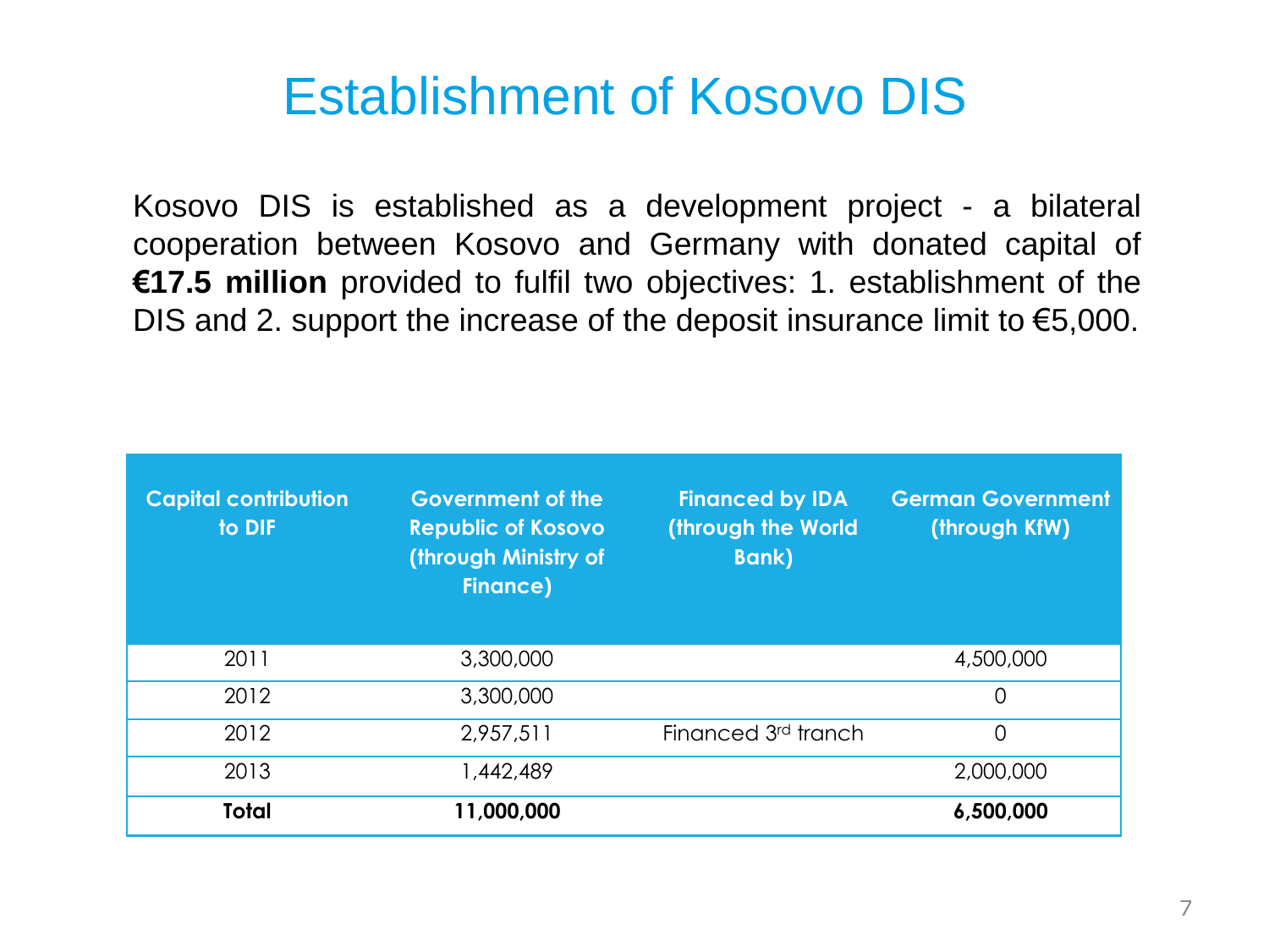# Establishment of Kosovo DIS

Kosovo DIS is established as a development project - a bilateral cooperation between Kosovo and Germany with donated capital of **€17.5 million** provided to fulfil two objectives: 1. establishment of the DIS and 2. support the increase of the deposit insurance limit to €5,000.

| Capital contribution to DIF | Government of the Republic of Kosovo (through Ministry of Finance) | Financed by IDA (through the World Bank) | German Government (through KfW) |
|---|---|---|---|
| 2011 | 3,300,000 | | 4,500,000 |
| 2012 | 3,300,000 | | 0 |
| 2012 | 2,957,511 | Financed 3rd tranch | 0 |
| 2013 | 1,442,489 | | 2,000,000 |
| **Total** | **11,000,000** | | **6,500,000** |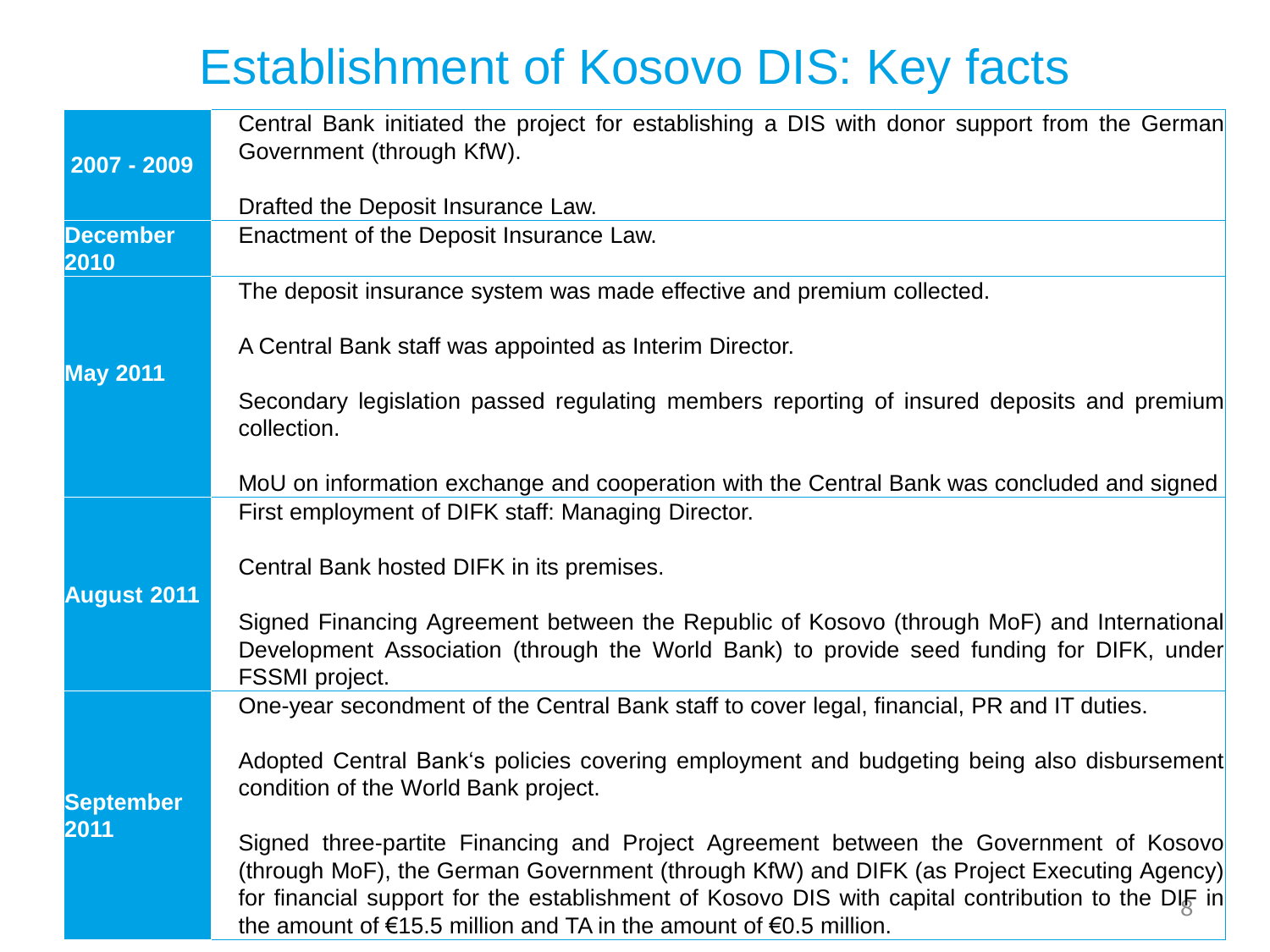# Establishment of Kosovo DIS: Key facts

| | |
|---|---|
| **2007 - 2009** | Central Bank initiated the project for establishing a DIS with donor support from the German Government (through KfW).<br><br>Drafted the Deposit Insurance Law. |
| **December 2010** | Enactment of the Deposit Insurance Law. |
| **May 2011** | The deposit insurance system was made effective and premium collected.<br><br>A Central Bank staff was appointed as Interim Director.<br><br>Secondary legislation passed regulating members reporting of insured deposits and premium collection.<br><br>MoU on information exchange and cooperation with the Central Bank was concluded and signed |
| **August 2011** | First employment of DIFK staff: Managing Director.<br><br>Central Bank hosted DIFK in its premises.<br><br>Signed Financing Agreement between the Republic of Kosovo (through MoF) and International Development Association (through the World Bank) to provide seed funding for DIFK, under FSSMI project. |
| **September 2011** | One-year secondment of the Central Bank staff to cover legal, financial, PR and IT duties.<br><br>Adopted Central Bank's policies covering employment and budgeting being also disbursement condition of the World Bank project.<br><br>Signed three-partite Financing and Project Agreement between the Government of Kosovo (through MoF), the German Government (through KfW) and DIFK (as Project Executing Agency) for financial support for the establishment of Kosovo DIS with capital contribution to the DIF in the amount of €15.5 million and TA in the amount of €0.5 million. |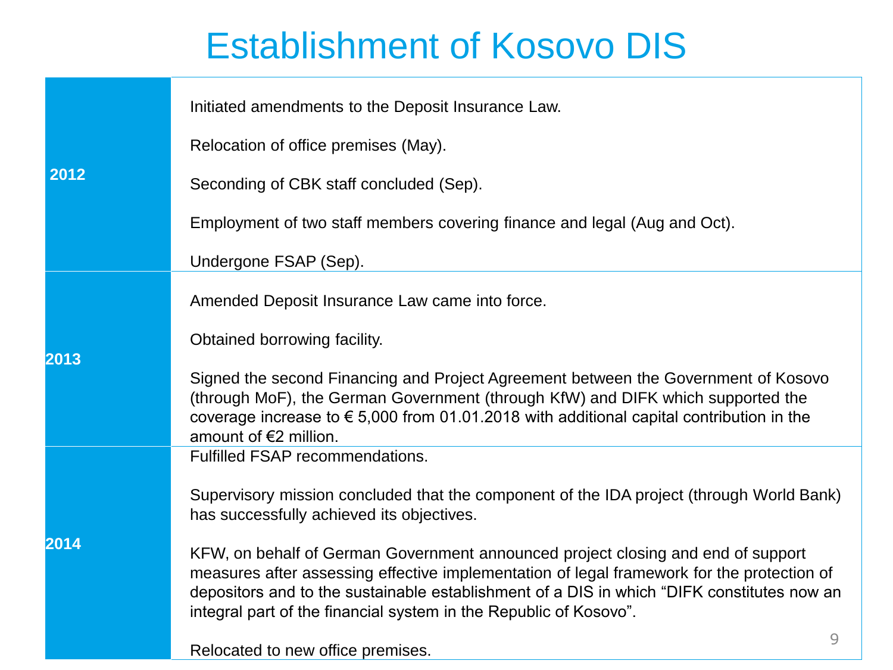# Establishment of Kosovo DIS

| Year | Events |
|---|---|
| **2012** | Initiated amendments to the Deposit Insurance Law.<br><br>Relocation of office premises (May).<br><br>Seconding of CBK staff concluded (Sep).<br><br>Employment of two staff members covering finance and legal (Aug and Oct).<br><br>Undergone FSAP (Sep). |
| **2013** | Amended Deposit Insurance Law came into force.<br><br>Obtained borrowing facility.<br><br>Signed the second Financing and Project Agreement between the Government of Kosovo (through MoF), the German Government (through KfW) and DIFK which supported the coverage increase to € 5,000 from 01.01.2018 with additional capital contribution in the amount of €2 million. |
| **2014** | Fulfilled FSAP recommendations.<br><br>Supervisory mission concluded that the component of the IDA project (through World Bank) has successfully achieved its objectives.<br><br>KFW, on behalf of German Government announced project closing and end of support measures after assessing effective implementation of legal framework for the protection of depositors and to the sustainable establishment of a DIS in which "DIFK constitutes now an integral part of the financial system in the Republic of Kosovo".<br><br>Relocated to new office premises. |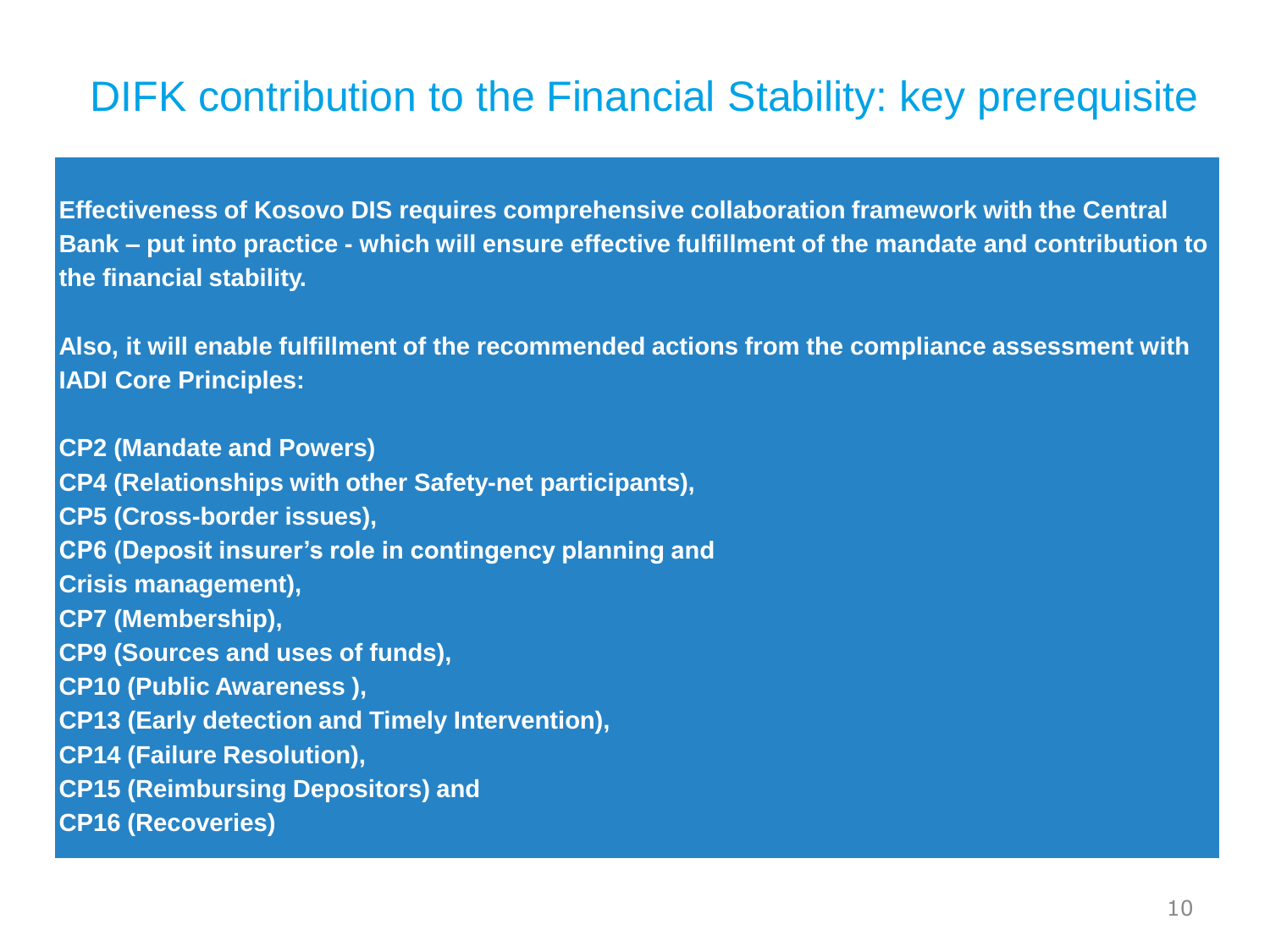# DIFK contribution to the Financial Stability: key prerequisite

**Effectiveness of Kosovo DIS requires comprehensive collaboration framework with the Central Bank – put into practice - which will ensure effective fulfillment of the mandate and contribution to the financial stability.**

**Also, it will enable fulfillment of the recommended actions from the compliance assessment with IADI Core Principles:**

**CP2 (Mandate and Powers)**
**CP4 (Relationships with other Safety-net participants),**
**CP5 (Cross-border issues),**
**CP6 (Deposit insurer's role in contingency planning and Crisis management),**
**CP7 (Membership),**
**CP9 (Sources and uses of funds),**
**CP10 (Public Awareness ),**
**CP13 (Early detection and Timely Intervention),**
**CP14 (Failure Resolution),**
**CP15 (Reimbursing Depositors) and**
**CP16 (Recoveries)**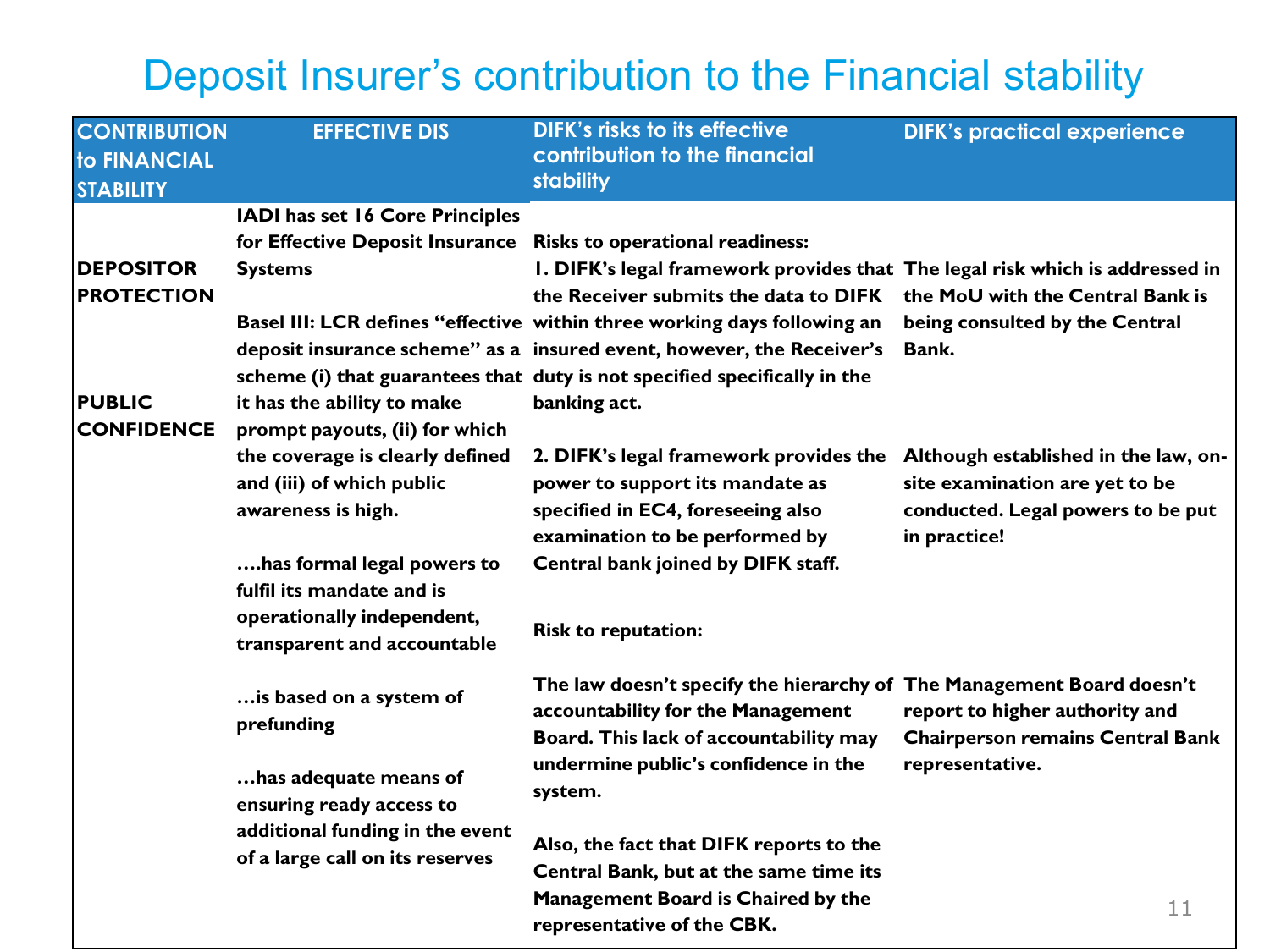# Deposit Insurer's contribution to the Financial stability

| CONTRIBUTION to FINANCIAL STABILITY | EFFECTIVE DIS | DIFK's risks to its effective contribution to the financial stability | DIFK's practical experience |
|---|---|---|---|
| **DEPOSITOR PROTECTION**<br><br>**PUBLIC CONFIDENCE** | **IADI has set 16 Core Principles for Effective Deposit Insurance Systems**<br><br>**Basel III: LCR defines "effective deposit insurance scheme" as a scheme (i) that guarantees that it has the ability to make prompt payouts, (ii) for which the coverage is clearly defined and (iii) of which public awareness is high.**<br><br>**….has formal legal powers to fulfil its mandate and is operationally independent, transparent and accountable**<br><br>**…is based on a system of prefunding**<br><br>**…has adequate means of ensuring ready access to additional funding in the event of a large call on its reserves** | **Risks to operational readiness:**<br>**1. DIFK's legal framework provides that the Receiver submits the data to DIFK within three working days following an insured event, however, the Receiver's duty is not specified specifically in the banking act.** | **The legal risk which is addressed in the MoU with the Central Bank is being consulted by the Central Bank.** |
| | | **2. DIFK's legal framework provides the power to support its mandate as specified in EC4, foreseeing also examination to be performed by Central bank joined by DIFK staff.** | **Although established in the law, on-site examination are yet to be conducted. Legal powers to be put in practice!** |
| | | **Risk to reputation:**<br><br>**The law doesn't specify the hierarchy of accountability for the Management Board. This lack of accountability may undermine public's confidence in the system.**<br><br>**Also, the fact that DIFK reports to the Central Bank, but at the same time its Management Board is Chaired by the representative of the CBK.** | **The Management Board doesn't report to higher authority and Chairperson remains Central Bank representative.** |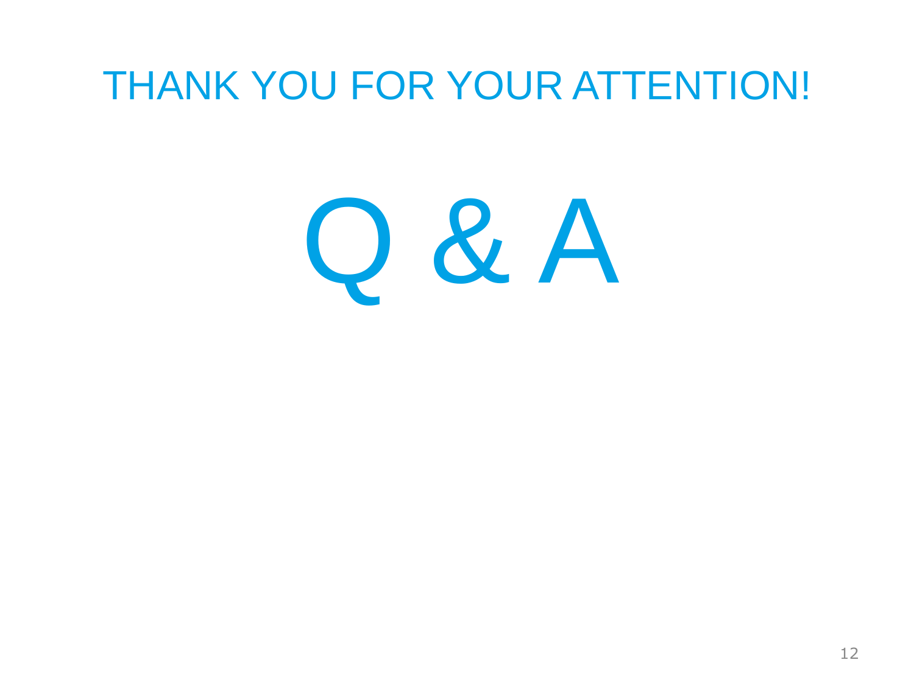# THANK YOU FOR YOUR ATTENTION!

# Q & A